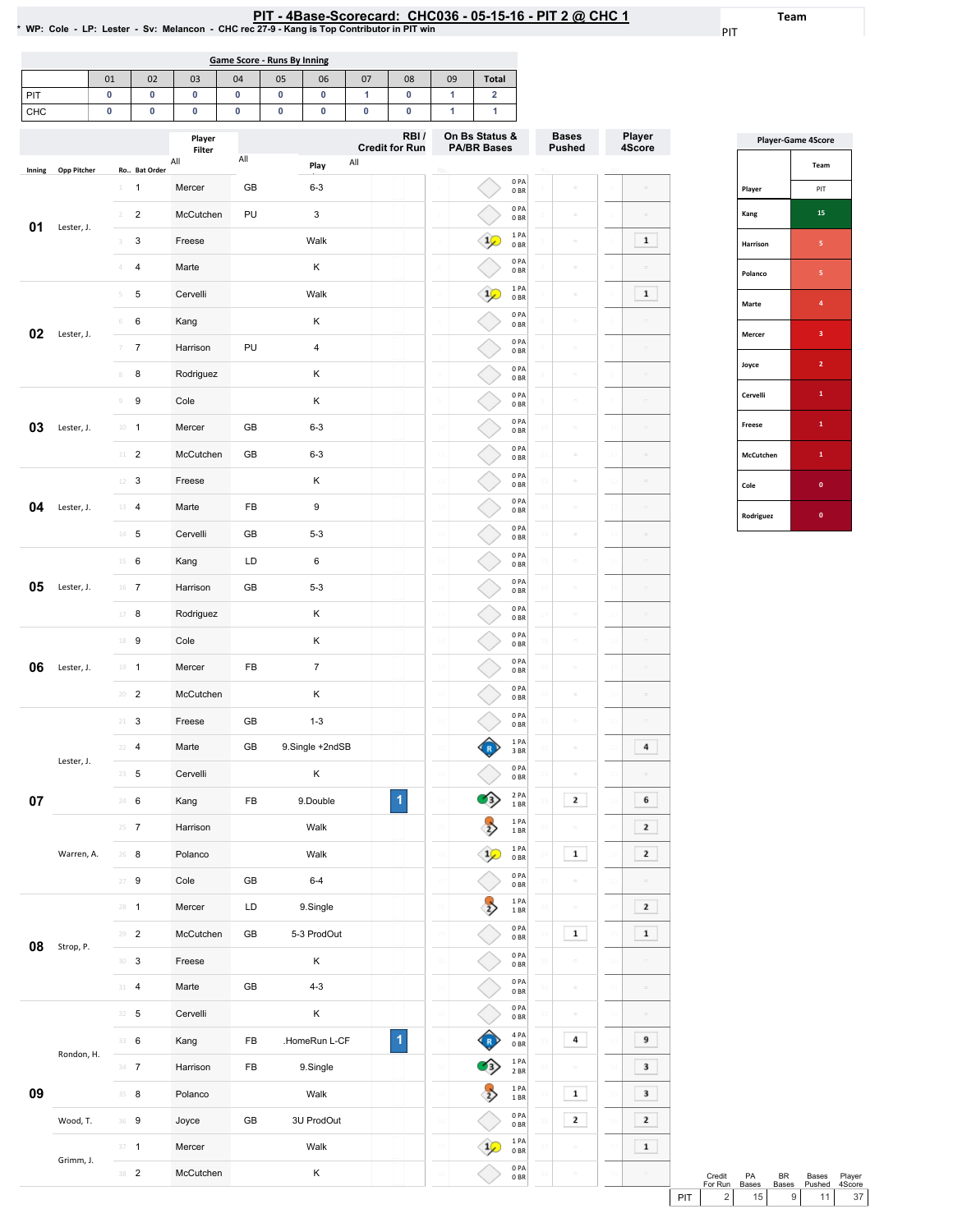# PIT - 4Base-Scorecard: CHC036 - 05-15-16 - PIT 2 @ CHC 1

\* WP: Cole - LP: Lester - Sv: Melancon - CHC rec 27-9 - Kang is Top Contributor in PIT win

Team: PIT

## Game Score - Runs By Inning

| | 01 | 02 | 03 | 04 | 05 | 06 | 07 | 08 | 09 | Total |
|---|---|---|---|---|---|---|---|---|---|---|
| PIT | 0 | 0 | 0 | 0 | 0 | 0 | 1 | 0 | 1 | 2 |
| CHC | 0 | 0 | 0 | 0 | 0 | 0 | 0 | 0 | 1 | 1 |

| Inning | Opp Pitcher | Ro.. | Bat Order | Player | | Play | RBI / Credit for Run | On Bs Status & PA/BR Bases | Bases Pushed | Player 4Score |
|---|---|---|---|---|---|---|---|---|---|---|
| 01 | Lester, J. | 1 | 1 | Mercer | GB | 6-3 | | 0 PA 0 BR | | |
| | | 2 | 2 | McCutchen | PU | 3 | | 0 PA 0 BR | | |
| | | 3 | 3 | Freese | | Walk | | 1 PA 0 BR | | 1 |
| | | 4 | 4 | Marte | | K | | 0 PA 0 BR | | |
| 02 | Lester, J. | 5 | 5 | Cervelli | | Walk | | 1 PA 0 BR | | 1 |
| | | 6 | 6 | Kang | | K | | 0 PA 0 BR | | |
| | | 7 | 7 | Harrison | PU | 4 | | 0 PA 0 BR | | |
| | | 8 | 8 | Rodriguez | | K | | 0 PA 0 BR | | |
| 03 | Lester, J. | 9 | 9 | Cole | | K | | 0 PA 0 BR | | |
| | | 10 | 1 | Mercer | GB | 6-3 | | 0 PA 0 BR | | |
| | | 11 | 2 | McCutchen | GB | 6-3 | | 0 PA 0 BR | | |
| 04 | Lester, J. | 12 | 3 | Freese | | K | | 0 PA 0 BR | | |
| | | 13 | 4 | Marte | FB | 9 | | 0 PA 0 BR | | |
| | | 14 | 5 | Cervelli | GB | 5-3 | | 0 PA 0 BR | | |
| 05 | Lester, J. | 15 | 6 | Kang | LD | 6 | | 0 PA 0 BR | | |
| | | 16 | 7 | Harrison | GB | 5-3 | | 0 PA 0 BR | | |
| | | 17 | 8 | Rodriguez | | K | | 0 PA 0 BR | | |
| 06 | Lester, J. | 18 | 9 | Cole | | K | | 0 PA 0 BR | | |
| | | 19 | 1 | Mercer | FB | 7 | | 0 PA 0 BR | | |
| | | 20 | 2 | McCutchen | | K | | 0 PA 0 BR | | |
| 07 | Lester, J. | 21 | 3 | Freese | GB | 1-3 | | 0 PA 0 BR | | |
| | | 22 | 4 | Marte | GB | 9.Single +2ndSB | | 1 PA 3 BR | | 4 |
| | | 23 | 5 | Cervelli | | K | | 0 PA 0 BR | | |
| | | 24 | 6 | Kang | FB | 9.Double | 1 | 2 PA 1 BR | 2 | 6 |
| | Warren, A. | 25 | 7 | Harrison | | Walk | | 1 PA 1 BR | | 2 |
| | | 26 | 8 | Polanco | | Walk | | 1 PA 0 BR | 1 | 2 |
| | | 27 | 9 | Cole | GB | 6-4 | | 0 PA 0 BR | | |
| 08 | Strop, P. | 28 | 1 | Mercer | LD | 9.Single | | 1 PA 1 BR | | 2 |
| | | 29 | 2 | McCutchen | GB | 5-3 ProdOut | | 0 PA 0 BR | 1 | 1 |
| | | 30 | 3 | Freese | | K | | 0 PA 0 BR | | |
| | | 31 | 4 | Marte | GB | 4-3 | | 0 PA 0 BR | | |
| 09 | Rondon, H. | 32 | 5 | Cervelli | | K | | 0 PA 0 BR | | |
| | | 33 | 6 | Kang | FB | .HomeRun L-CF | 1 | 4 PA 0 BR | 4 | 9 |
| | | 34 | 7 | Harrison | FB | 9.Single | | 1 PA 2 BR | | 3 |
| | | 35 | 8 | Polanco | | Walk | | 1 PA 1 BR | 1 | 3 |
| | Wood, T. | 36 | 9 | Joyce | GB | 3U ProdOut | | 0 PA 0 BR | 2 | 2 |
| | Grimm, J. | 37 | 1 | Mercer | | Walk | | 1 PA 0 BR | | 1 |
| | | 38 | 2 | McCutchen | | K | | 0 PA 0 BR | | |

## Player-Game 4Score

| Player | PIT |
|---|---|
| Kang | 15 |
| Harrison | 5 |
| Polanco | 5 |
| Marte | 4 |
| Mercer | 3 |
| Joyce | 2 |
| Cervelli | 1 |
| Freese | 1 |
| McCutchen | 1 |
| Cole | 0 |
| Rodriguez | 0 |

| | Credit For Run | PA Bases | BR Bases | Bases Pushed | Player 4Score |
|---|---|---|---|---|---|
| PIT | 2 | 15 | 9 | 11 | 37 |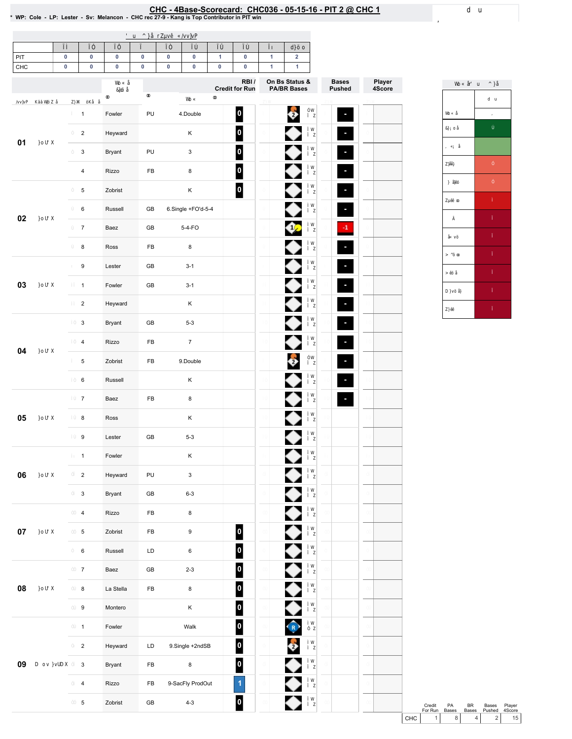# CHC - 4Base-Scorecard: CHC036 - 05-15-16 - PIT 2 @ CHC 1

* WP: Cole - LP: Lester - Sv: Melancon - CHC rec 27-9 - Kang is Top Contributor in PIT win

| | 1 | 2 | 3 | 4 | 5 | 6 | 7 | 8 | 9 | Total |
|---|---|---|---|---|---|---|---|---|---|---|
| PIT | 0 | 0 | 0 | 0 | 0 | 0 | 1 | 0 | 1 | 2 |
| CHC | 0 | 0 | 0 | 0 | 0 | 0 | 0 | 0 | 1 | 1 |

| Inning | # | Player | | Result | RBI / Credit for Run | On Bs Status & PA/BR Bases | Bases Pushed | Player 4Score |
|---|---|---|---|---|---|---|---|---|
| 01 | 1 | Fowler | PU | 4.Double | 0 | 2 | - | |
| | 2 | Heyward | | K | 0 | | - | |
| | 3 | Bryant | PU | 3 | 0 | | - | |
| | 4 | Rizzo | FB | 8 | 0 | | - | |
| 02 | 5 | Zobrist | | K | 0 | | - | |
| | 6 | Russell | GB | 6.Single +FO'd-5-4 | | | - | |
| | 7 | Baez | GB | 5-4-FO | | 1 | -1 | |
| | 8 | Ross | FB | 8 | | | - | |
| 03 | 9 | Lester | GB | 3-1 | | | - | |
| | 1 | Fowler | GB | 3-1 | | | - | |
| | 2 | Heyward | | K | | | - | |
| 04 | 3 | Bryant | GB | 5-3 | | | - | |
| | 4 | Rizzo | FB | 7 | | | - | |
| | 5 | Zobrist | FB | 9.Double | | 2 | - | |
| | 6 | Russell | | K | | | - | |
| 05 | 7 | Baez | FB | 8 | | | - | |
| | 8 | Ross | | K | | | | |
| | 9 | Lester | GB | 5-3 | | | | |
| 06 | 1 | Fowler | | K | | | | |
| | 2 | Heyward | PU | 3 | | | | |
| | 3 | Bryant | GB | 6-3 | | | | |
| 07 | 4 | Rizzo | FB | 8 | | | | |
| | 5 | Zobrist | FB | 9 | 0 | | | |
| | 6 | Russell | LD | 6 | 0 | | | |
| 08 | 7 | Baez | GB | 2-3 | 0 | | | |
| | 8 | La Stella | FB | 8 | 0 | | | |
| | 9 | Montero | | K | 0 | | | |
| 09 | 1 | Fowler | | Walk | 0 | R | | |
| | 2 | Heyward | LD | 9.Single +2ndSB | 0 | 2 | | |
| | 3 | Bryant | FB | 8 | 0 | | | |
| | 4 | Rizzo | FB | 9-SacFly ProdOut | 1 | | | |
| | 5 | Zobrist | GB | 4-3 | 0 | | | |

| | Credit For Run | PA Bases | BR Bases | Bases Pushed | Player 4Score |
|---|---|---|---|---|---|
| CHC | 1 | 8 | 4 | 2 | 15 |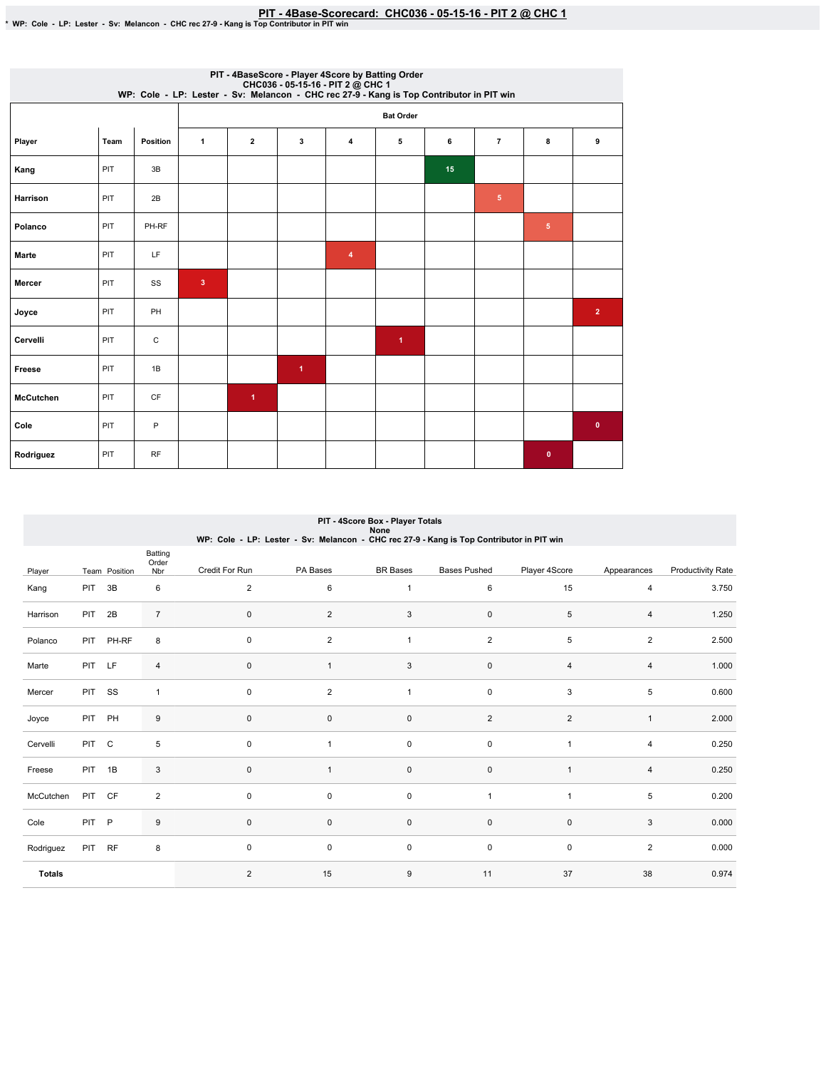# PIT - 4Base-Scorecard: CHC036 - 05-15-16 - PIT 2 @ CHC 1

* WP: Cole - LP: Lester - Sv: Melancon - CHC rec 27-9 - Kang is Top Contributor in PIT win

## PIT - 4BaseScore - Player 4Score by Batting Order

CHC036 - 05-15-16 - PIT 2 @ CHC 1

WP: Cole - LP: Lester - Sv: Melancon - CHC rec 27-9 - Kang is Top Contributor in PIT win

| | | | Bat Order | | | | | | | | |
|---|---|---|---|---|---|---|---|---|---|---|---|
| Player | Team | Position | 1 | 2 | 3 | 4 | 5 | 6 | 7 | 8 | 9 |
| Kang | PIT | 3B | | | | | | 15 | | | |
| Harrison | PIT | 2B | | | | | | | 5 | | |
| Polanco | PIT | PH-RF | | | | | | | | 5 | |
| Marte | PIT | LF | | | | 4 | | | | | |
| Mercer | PIT | SS | 3 | | | | | | | | |
| Joyce | PIT | PH | | | | | | | | | 2 |
| Cervelli | PIT | C | | | | | 1 | | | | |
| Freese | PIT | 1B | | | 1 | | | | | | |
| McCutchen | PIT | CF | | 1 | | | | | | | |
| Cole | PIT | P | | | | | | | | | 0 |
| Rodriguez | PIT | RF | | | | | | | | 0 | |

## PIT - 4Score Box - Player Totals

None

WP: Cole - LP: Lester - Sv: Melancon - CHC rec 27-9 - Kang is Top Contributor in PIT win

| Player | Team | Position | Batting Order Nbr | Credit For Run | PA Bases | BR Bases | Bases Pushed | Player 4Score | Appearances | Productivity Rate |
|---|---|---|---|---|---|---|---|---|---|---|
| Kang | PIT | 3B | 6 | 2 | 6 | 1 | 6 | 15 | 4 | 3.750 |
| Harrison | PIT | 2B | 7 | 0 | 2 | 3 | 0 | 5 | 4 | 1.250 |
| Polanco | PIT | PH-RF | 8 | 0 | 2 | 1 | 2 | 5 | 2 | 2.500 |
| Marte | PIT | LF | 4 | 0 | 1 | 3 | 0 | 4 | 4 | 1.000 |
| Mercer | PIT | SS | 1 | 0 | 2 | 1 | 0 | 3 | 5 | 0.600 |
| Joyce | PIT | PH | 9 | 0 | 0 | 0 | 2 | 2 | 1 | 2.000 |
| Cervelli | PIT | C | 5 | 0 | 1 | 0 | 0 | 1 | 4 | 0.250 |
| Freese | PIT | 1B | 3 | 0 | 1 | 0 | 0 | 1 | 4 | 0.250 |
| McCutchen | PIT | CF | 2 | 0 | 0 | 0 | 1 | 1 | 5 | 0.200 |
| Cole | PIT | P | 9 | 0 | 0 | 0 | 0 | 0 | 3 | 0.000 |
| Rodriguez | PIT | RF | 8 | 0 | 0 | 0 | 0 | 0 | 2 | 0.000 |
| **Totals** | | | | 2 | 15 | 9 | 11 | 37 | 38 | 0.974 |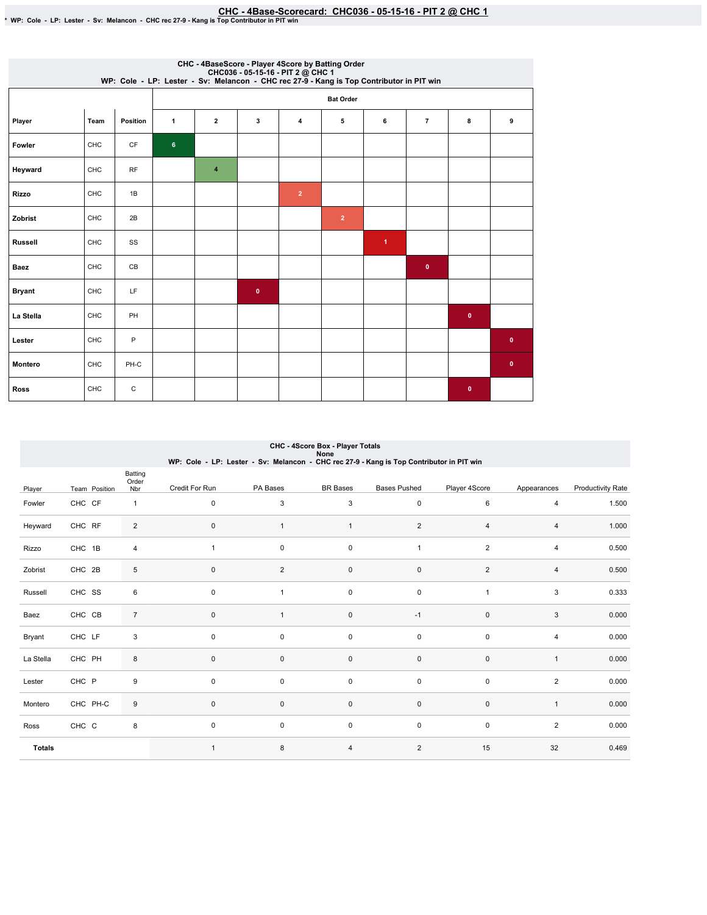# CHC - 4Base-Scorecard: CHC036 - 05-15-16 - PIT 2 @ CHC 1

* WP: Cole - LP: Lester - Sv: Melancon - CHC rec 27-9 - Kang is Top Contributor in PIT win

### CHC - 4BaseScore - Player 4Score by Batting Order
CHC036 - 05-15-16 - PIT 2 @ CHC 1
WP: Cole - LP: Lester - Sv: Melancon - CHC rec 27-9 - Kang is Top Contributor in PIT win

| Player | Team | Position | Bat Order 1 | 2 | 3 | 4 | 5 | 6 | 7 | 8 | 9 |
|---|---|---|---|---|---|---|---|---|---|---|---|
| Fowler | CHC | CF | 6 | | | | | | | | |
| Heyward | CHC | RF | | 4 | | | | | | | |
| Rizzo | CHC | 1B | | | | 2 | | | | | |
| Zobrist | CHC | 2B | | | | | 2 | | | | |
| Russell | CHC | SS | | | | | | 1 | | | |
| Baez | CHC | CB | | | | | | | 0 | | |
| Bryant | CHC | LF | | | 0 | | | | | | |
| La Stella | CHC | PH | | | | | | | | 0 | |
| Lester | CHC | P | | | | | | | | | 0 |
| Montero | CHC | PH-C | | | | | | | | | 0 |
| Ross | CHC | C | | | | | | | | 0 | |

### CHC - 4Score Box - Player Totals
None
WP: Cole - LP: Lester - Sv: Melancon - CHC rec 27-9 - Kang is Top Contributor in PIT win

| Player | Team | Position | Batting Order Nbr | Credit For Run | PA Bases | BR Bases | Bases Pushed | Player 4Score | Appearances | Productivity Rate |
|---|---|---|---|---|---|---|---|---|---|---|
| Fowler | CHC | CF | 1 | 0 | 3 | 3 | 0 | 6 | 4 | 1.500 |
| Heyward | CHC | RF | 2 | 0 | 1 | 1 | 2 | 4 | 4 | 1.000 |
| Rizzo | CHC | 1B | 4 | 1 | 0 | 0 | 1 | 2 | 4 | 0.500 |
| Zobrist | CHC | 2B | 5 | 0 | 2 | 0 | 0 | 2 | 4 | 0.500 |
| Russell | CHC | SS | 6 | 0 | 1 | 0 | 0 | 1 | 3 | 0.333 |
| Baez | CHC | CB | 7 | 0 | 1 | 0 | -1 | 0 | 3 | 0.000 |
| Bryant | CHC | LF | 3 | 0 | 0 | 0 | 0 | 0 | 4 | 0.000 |
| La Stella | CHC | PH | 8 | 0 | 0 | 0 | 0 | 0 | 1 | 0.000 |
| Lester | CHC | P | 9 | 0 | 0 | 0 | 0 | 0 | 2 | 0.000 |
| Montero | CHC | PH-C | 9 | 0 | 0 | 0 | 0 | 0 | 1 | 0.000 |
| Ross | CHC | C | 8 | 0 | 0 | 0 | 0 | 0 | 2 | 0.000 |
| **Totals** | | | | 1 | 8 | 4 | 2 | 15 | 32 | 0.469 |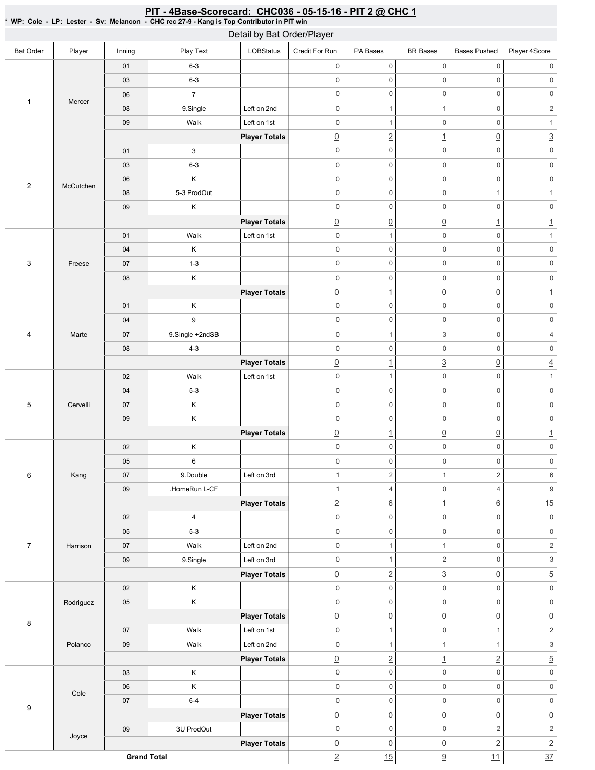# PIT - 4Base-Scorecard: CHC036 - 05-15-16 - PIT 2 @ CHC 1

**\* WP: Cole - LP: Lester - Sv: Melancon - CHC rec 27-9 - Kang is Top Contributor in PIT win**

## Detail by Bat Order/Player

| Bat Order | Player | Inning | Play Text | LOBStatus | Credit For Run | PA Bases | BR Bases | Bases Pushed | Player 4Score |
|---|---|---|---|---|---|---|---|---|---|
| 1 | Mercer | 01 | 6-3 | | 0 | 0 | 0 | 0 | 0 |
| | | 03 | 6-3 | | 0 | 0 | 0 | 0 | 0 |
| | | 06 | 7 | | 0 | 0 | 0 | 0 | 0 |
| | | 08 | 9.Single | Left on 2nd | 0 | 1 | 1 | 0 | 2 |
| | | 09 | Walk | Left on 1st | 0 | 1 | 0 | 0 | 1 |
| | | | | **Player Totals** | 0 | 2 | 1 | 0 | 3 |
| 2 | McCutchen | 01 | 3 | | 0 | 0 | 0 | 0 | 0 |
| | | 03 | 6-3 | | 0 | 0 | 0 | 0 | 0 |
| | | 06 | K | | 0 | 0 | 0 | 0 | 0 |
| | | 08 | 5-3 ProdOut | | 0 | 0 | 0 | 1 | 1 |
| | | 09 | K | | 0 | 0 | 0 | 0 | 0 |
| | | | | **Player Totals** | 0 | 0 | 0 | 1 | 1 |
| 3 | Freese | 01 | Walk | Left on 1st | 0 | 1 | 0 | 0 | 1 |
| | | 04 | K | | 0 | 0 | 0 | 0 | 0 |
| | | 07 | 1-3 | | 0 | 0 | 0 | 0 | 0 |
| | | 08 | K | | 0 | 0 | 0 | 0 | 0 |
| | | | | **Player Totals** | 0 | 1 | 0 | 0 | 1 |
| 4 | Marte | 01 | K | | 0 | 0 | 0 | 0 | 0 |
| | | 04 | 9 | | 0 | 0 | 0 | 0 | 0 |
| | | 07 | 9.Single +2ndSB | | 0 | 1 | 3 | 0 | 4 |
| | | 08 | 4-3 | | 0 | 0 | 0 | 0 | 0 |
| | | | | **Player Totals** | 0 | 1 | 3 | 0 | 4 |
| 5 | Cervelli | 02 | Walk | Left on 1st | 0 | 1 | 0 | 0 | 1 |
| | | 04 | 5-3 | | 0 | 0 | 0 | 0 | 0 |
| | | 07 | K | | 0 | 0 | 0 | 0 | 0 |
| | | 09 | K | | 0 | 0 | 0 | 0 | 0 |
| | | | | **Player Totals** | 0 | 1 | 0 | 0 | 1 |
| 6 | Kang | 02 | K | | 0 | 0 | 0 | 0 | 0 |
| | | 05 | 6 | | 0 | 0 | 0 | 0 | 0 |
| | | 07 | 9.Double | Left on 3rd | 1 | 2 | 1 | 2 | 6 |
| | | 09 | .HomeRun L-CF | | 1 | 4 | 0 | 4 | 9 |
| | | | | **Player Totals** | 2 | 6 | 1 | 6 | 15 |
| 7 | Harrison | 02 | 4 | | 0 | 0 | 0 | 0 | 0 |
| | | 05 | 5-3 | | 0 | 0 | 0 | 0 | 0 |
| | | 07 | Walk | Left on 2nd | 0 | 1 | 1 | 0 | 2 |
| | | 09 | 9.Single | Left on 3rd | 0 | 1 | 2 | 0 | 3 |
| | | | | **Player Totals** | 0 | 2 | 3 | 0 | 5 |
| 8 | Rodriguez | 02 | K | | 0 | 0 | 0 | 0 | 0 |
| | | 05 | K | | 0 | 0 | 0 | 0 | 0 |
| | | | | **Player Totals** | 0 | 0 | 0 | 0 | 0 |
| | Polanco | 07 | Walk | Left on 1st | 0 | 1 | 0 | 1 | 2 |
| | | 09 | Walk | Left on 2nd | 0 | 1 | 1 | 1 | 3 |
| | | | | **Player Totals** | 0 | 2 | 1 | 2 | 5 |
| 9 | Cole | 03 | K | | 0 | 0 | 0 | 0 | 0 |
| | | 06 | K | | 0 | 0 | 0 | 0 | 0 |
| | | 07 | 6-4 | | 0 | 0 | 0 | 0 | 0 |
| | | | | **Player Totals** | 0 | 0 | 0 | 0 | 0 |
| | Joyce | 09 | 3U ProdOut | | 0 | 0 | 0 | 2 | 2 |
| | | | | **Player Totals** | 0 | 0 | 0 | 2 | 2 |
| **Grand Total** | | | | | 2 | 15 | 9 | 11 | 37 |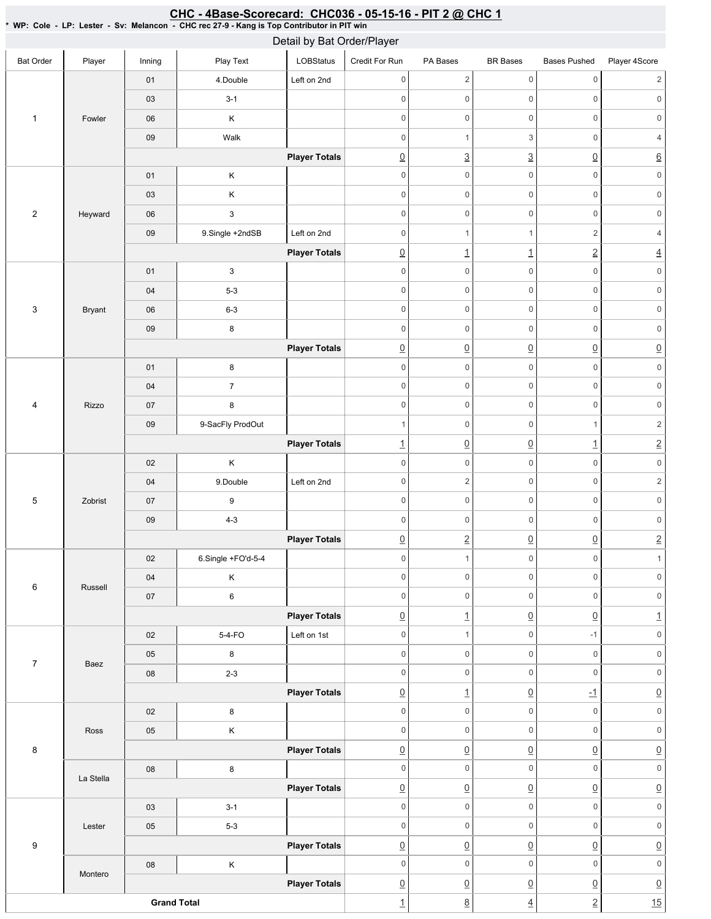## CHC - 4Base-Scorecard: CHC036 - 05-15-16 - PIT 2 @ CHC 1

* WP: Cole - LP: Lester - Sv: Melancon - CHC rec 27-9 - Kang is Top Contributor in PIT win

### Detail by Bat Order/Player

| Bat Order | Player | Inning | Play Text | LOBStatus | Credit For Run | PA Bases | BR Bases | Bases Pushed | Player 4Score |
|---|---|---|---|---|---|---|---|---|---|
| 1 | Fowler | 01 | 4.Double | Left on 2nd | 0 | 2 | 0 | 0 | 2 |
| | | 03 | 3-1 | | 0 | 0 | 0 | 0 | 0 |
| | | 06 | K | | 0 | 0 | 0 | 0 | 0 |
| | | 09 | Walk | | 0 | 1 | 3 | 0 | 4 |
| | | | | **Player Totals** | 0 | 3 | 3 | 0 | 6 |
| 2 | Heyward | 01 | K | | 0 | 0 | 0 | 0 | 0 |
| | | 03 | K | | 0 | 0 | 0 | 0 | 0 |
| | | 06 | 3 | | 0 | 0 | 0 | 0 | 0 |
| | | 09 | 9.Single +2ndSB | Left on 2nd | 0 | 1 | 1 | 2 | 4 |
| | | | | **Player Totals** | 0 | 1 | 1 | 2 | 4 |
| 3 | Bryant | 01 | 3 | | 0 | 0 | 0 | 0 | 0 |
| | | 04 | 5-3 | | 0 | 0 | 0 | 0 | 0 |
| | | 06 | 6-3 | | 0 | 0 | 0 | 0 | 0 |
| | | 09 | 8 | | 0 | 0 | 0 | 0 | 0 |
| | | | | **Player Totals** | 0 | 0 | 0 | 0 | 0 |
| 4 | Rizzo | 01 | 8 | | 0 | 0 | 0 | 0 | 0 |
| | | 04 | 7 | | 0 | 0 | 0 | 0 | 0 |
| | | 07 | 8 | | 0 | 0 | 0 | 0 | 0 |
| | | 09 | 9-SacFly ProdOut | | 1 | 0 | 0 | 1 | 2 |
| | | | | **Player Totals** | 1 | 0 | 0 | 1 | 2 |
| 5 | Zobrist | 02 | K | | 0 | 0 | 0 | 0 | 0 |
| | | 04 | 9.Double | Left on 2nd | 0 | 2 | 0 | 0 | 2 |
| | | 07 | 9 | | 0 | 0 | 0 | 0 | 0 |
| | | 09 | 4-3 | | 0 | 0 | 0 | 0 | 0 |
| | | | | **Player Totals** | 0 | 2 | 0 | 0 | 2 |
| 6 | Russell | 02 | 6.Single +FO'd-5-4 | | 0 | 1 | 0 | 0 | 1 |
| | | 04 | K | | 0 | 0 | 0 | 0 | 0 |
| | | 07 | 6 | | 0 | 0 | 0 | 0 | 0 |
| | | | | **Player Totals** | 0 | 1 | 0 | 0 | 1 |
| 7 | Baez | 02 | 5-4-FO | Left on 1st | 0 | 1 | 0 | -1 | 0 |
| | | 05 | 8 | | 0 | 0 | 0 | 0 | 0 |
| | | 08 | 2-3 | | 0 | 0 | 0 | 0 | 0 |
| | | | | **Player Totals** | 0 | 1 | 0 | -1 | 0 |
| 8 | Ross | 02 | 8 | | 0 | 0 | 0 | 0 | 0 |
| | | 05 | K | | 0 | 0 | 0 | 0 | 0 |
| | | | | **Player Totals** | 0 | 0 | 0 | 0 | 0 |
| | La Stella | 08 | 8 | | 0 | 0 | 0 | 0 | 0 |
| | | | | **Player Totals** | 0 | 0 | 0 | 0 | 0 |
| 9 | Lester | 03 | 3-1 | | 0 | 0 | 0 | 0 | 0 |
| | | 05 | 5-3 | | 0 | 0 | 0 | 0 | 0 |
| | | | | **Player Totals** | 0 | 0 | 0 | 0 | 0 |
| | Montero | 08 | K | | 0 | 0 | 0 | 0 | 0 |
| | | | | **Player Totals** | 0 | 0 | 0 | 0 | 0 |
| **Grand Total** | | | | | 1 | 8 | 4 | 2 | 15 |